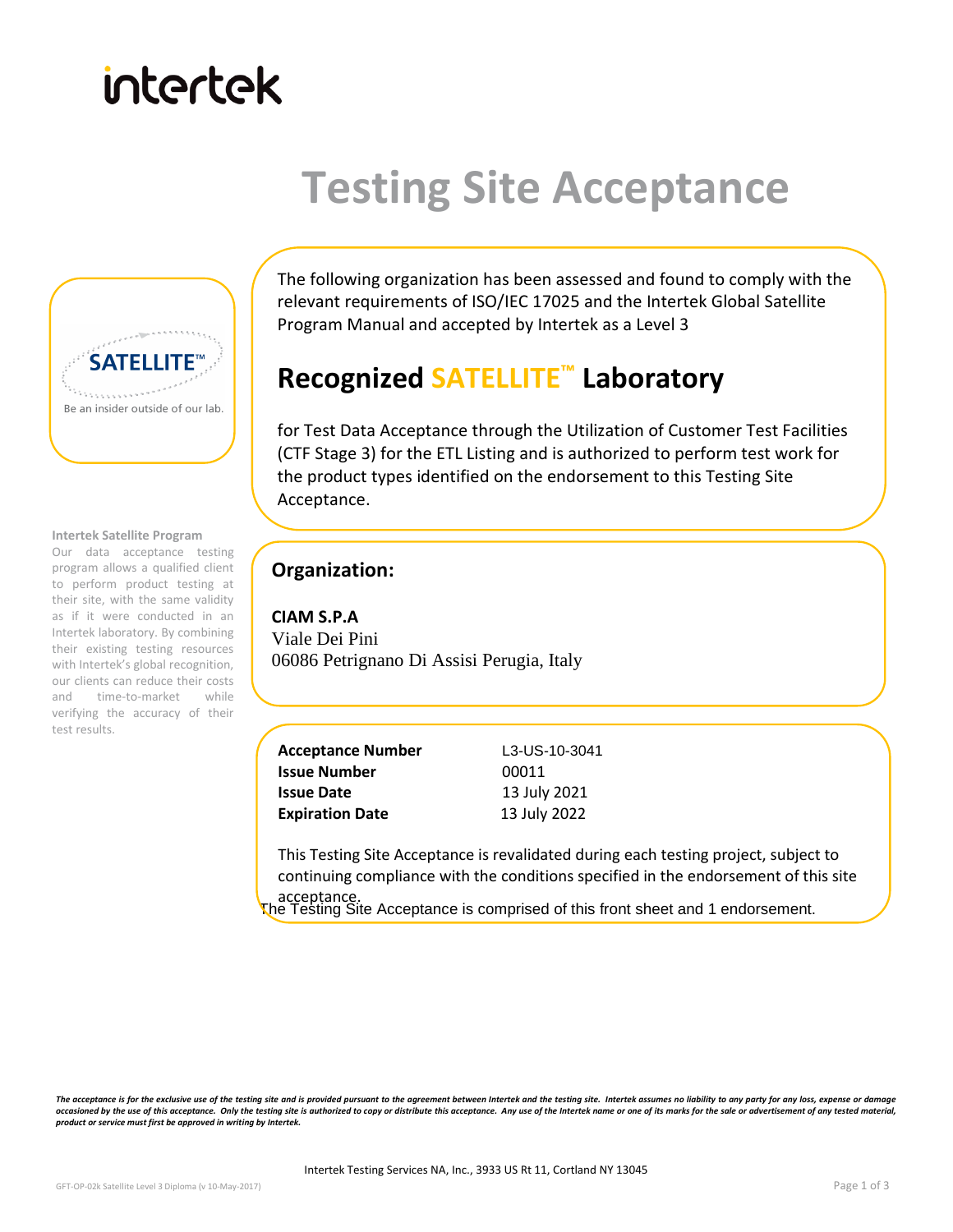intertek

# Testing Site Acceptance

SATELLITE™

Be an insider outside of our lab.

**Intertek Satellite Program**

Our data acceptance testing program allows a qualified client to perform product testing at their site, with the same validity as if it were conducted in an Intertek laboratory. By combining their existing testing resources with Intertek's global recognition, our clients can reduce their costs and time-to-market while verifying the accuracy of their test results.

The following organization has been assessed and found to comply with the relevant requirements of ISO/IEC 17025 and the Intertek Global Satellite Program Manual and accepted by Intertek as a Level 3

## Recognized SATELLITE™ Laboratory

for Test Data Acceptance through the Utilization of Customer Test Facilities (CTF Stage 3) for the ETL Listing and is authorized to perform test work for the product types identified on the endorsement to this Testing Site Acceptance.

### Organization:

**CIAM S.P.A**
Viale Dei Pini
06086 Petrignano Di Assisi Perugia, Italy

| | |
|---|---|
| **Acceptance Number** | L3-US-10-3041 |
| **Issue Number** | 00011 |
| **Issue Date** | 13 July 2021 |
| **Expiration Date** | 13 July 2022 |

This Testing Site Acceptance is revalidated during each testing project, subject to continuing compliance with the conditions specified in the endorsement of this site acceptance.

The Testing Site Acceptance is comprised of this front sheet and 1 endorsement.

*The acceptance is for the exclusive use of the testing site and is provided pursuant to the agreement between Intertek and the testing site. Intertek assumes no liability to any party for any loss, expense or damage occasioned by the use of this acceptance. Only the testing site is authorized to copy or distribute this acceptance. Any use of the Intertek name or one of its marks for the sale or advertisement of any tested material, product or service must first be approved in writing by Intertek.*

Intertek Testing Services NA, Inc., 3933 US Rt 11, Cortland NY 13045

GFT-OP-02k Satellite Level 3 Diploma (v 10-May-2017)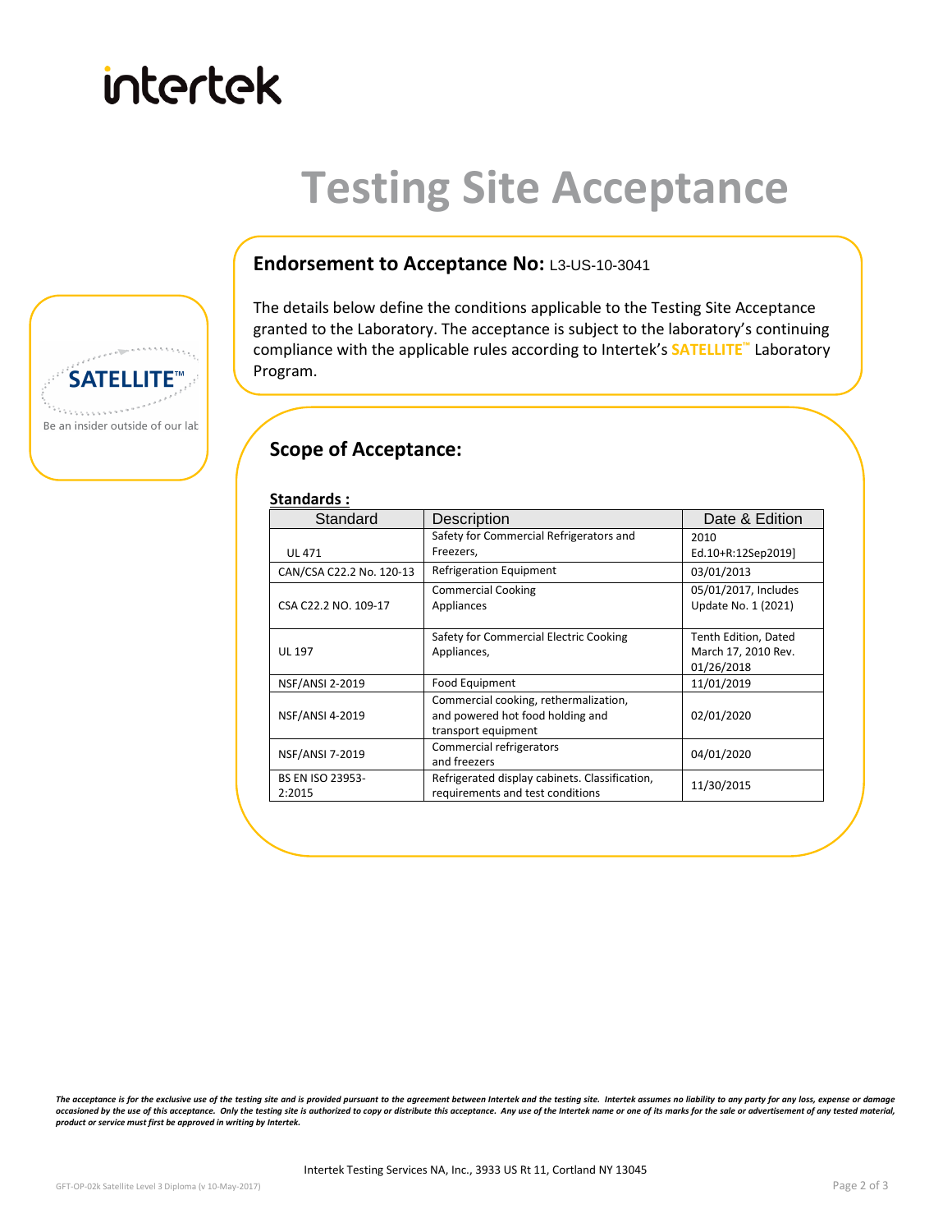intertek

# Testing Site Acceptance

SATELLITE™

Be an insider outside of our lab

## Endorsement to Acceptance No: L3-US-10-3041

The details below define the conditions applicable to the Testing Site Acceptance granted to the Laboratory. The acceptance is subject to the laboratory's continuing compliance with the applicable rules according to Intertek's **SATELLITE™** Laboratory Program.

## Scope of Acceptance:

**Standards :**

| Standard | Description | Date & Edition |
|---|---|---|
| UL 471 | Safety for Commercial Refrigerators and Freezers, | 2010 Ed.10+R:12Sep2019] |
| CAN/CSA C22.2 No. 120-13 | Refrigeration Equipment | 03/01/2013 |
| CSA C22.2 NO. 109-17 | Commercial Cooking Appliances | 05/01/2017, Includes Update No. 1 (2021) |
| UL 197 | Safety for Commercial Electric Cooking Appliances, | Tenth Edition, Dated March 17, 2010 Rev. 01/26/2018 |
| NSF/ANSI 2-2019 | Food Equipment | 11/01/2019 |
| NSF/ANSI 4-2019 | Commercial cooking, rethermalization, and powered hot food holding and transport equipment | 02/01/2020 |
| NSF/ANSI 7-2019 | Commercial refrigerators and freezers | 04/01/2020 |
| BS EN ISO 23953-2:2015 | Refrigerated display cabinets. Classification, requirements and test conditions | 11/30/2015 |

*The acceptance is for the exclusive use of the testing site and is provided pursuant to the agreement between Intertek and the testing site. Intertek assumes no liability to any party for any loss, expense or damage occasioned by the use of this acceptance. Only the testing site is authorized to copy or distribute this acceptance. Any use of the Intertek name or one of its marks for the sale or advertisement of any tested material, product or service must first be approved in writing by Intertek.*

Intertek Testing Services NA, Inc., 3933 US Rt 11, Cortland NY 13045

GFT-OP-02k Satellite Level 3 Diploma (v 10-May-2017)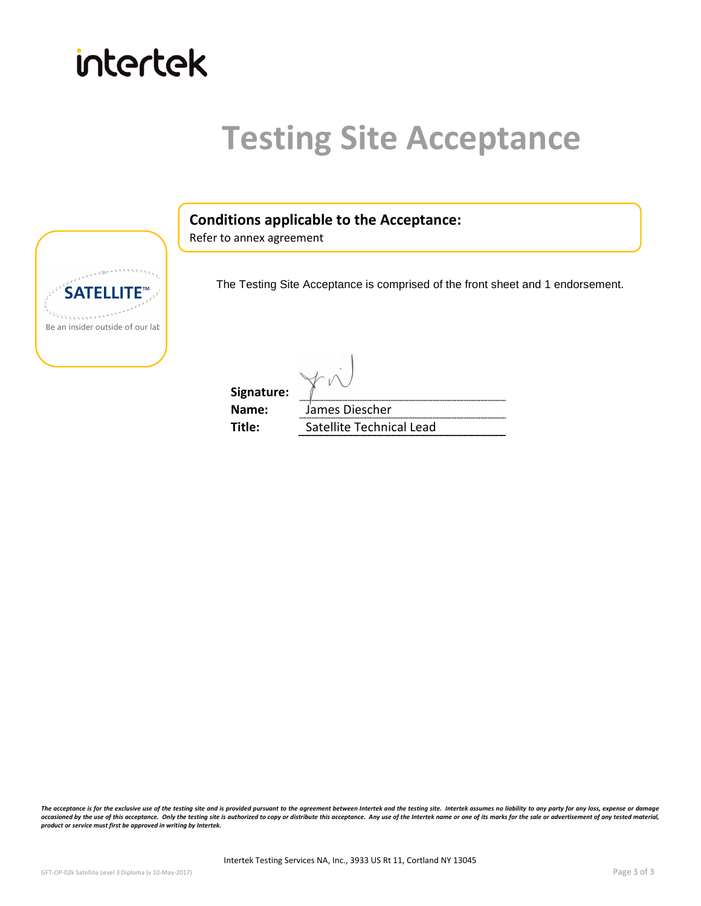intertek

# Testing Site Acceptance

**Conditions applicable to the Acceptance:**
Refer to annex agreement

SATELLITE™
Be an insider outside of our lab

The Testing Site Acceptance is comprised of the front sheet and 1 endorsement.

**Signature:**
**Name:** James Diescher
**Title:** Satellite Technical Lead

*The acceptance is for the exclusive use of the testing site and is provided pursuant to the agreement between Intertek and the testing site. Intertek assumes no liability to any party for any loss, expense or damage occasioned by the use of this acceptance. Only the testing site is authorized to copy or distribute this acceptance. Any use of the Intertek name or one of its marks for the sale or advertisement of any tested material, product or service must first be approved in writing by Intertek.*

Intertek Testing Services NA, Inc., 3933 US Rt 11, Cortland NY 13045

GFT-OP-02k Satellite Level 3 Diploma (v 10-May-2017)